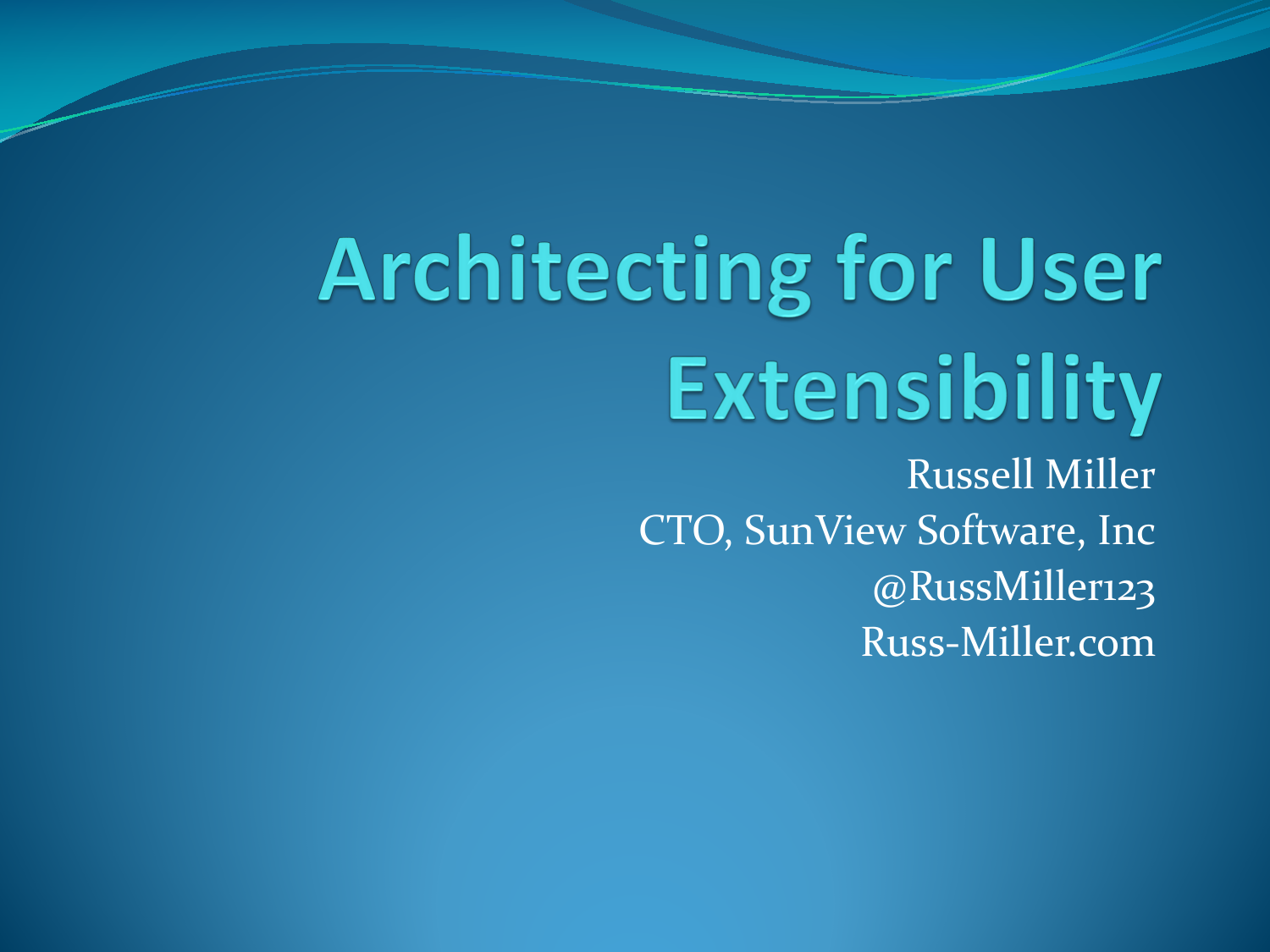# Architecting for User Extensibility

Russell Miller
CTO, SunView Software, Inc
@RussMiller123
Russ-Miller.com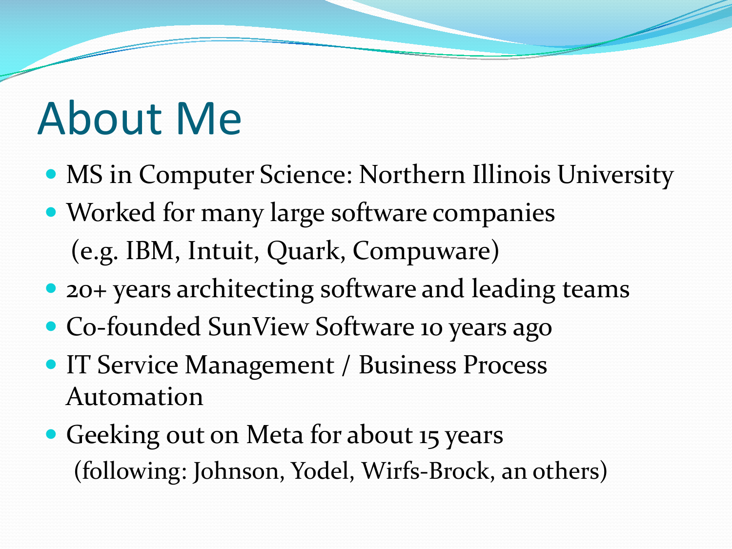# About Me

- MS in Computer Science: Northern Illinois University
- Worked for many large software companies (e.g. IBM, Intuit, Quark, Compuware)
- 20+ years architecting software and leading teams
- Co-founded SunView Software 10 years ago
- IT Service Management / Business Process Automation
- Geeking out on Meta for about 15 years (following: Johnson, Yodel, Wirfs-Brock, an others)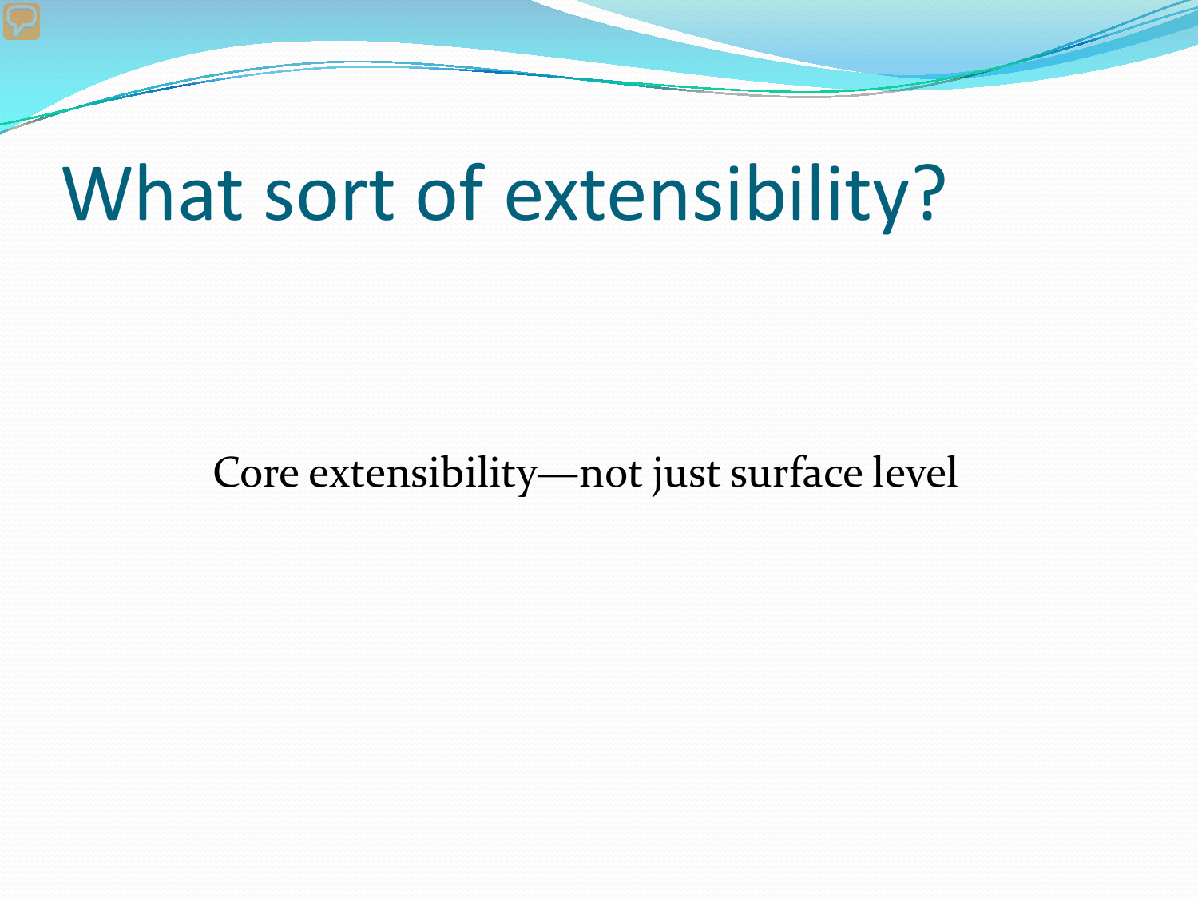# What sort of extensibility?

Core extensibility—not just surface level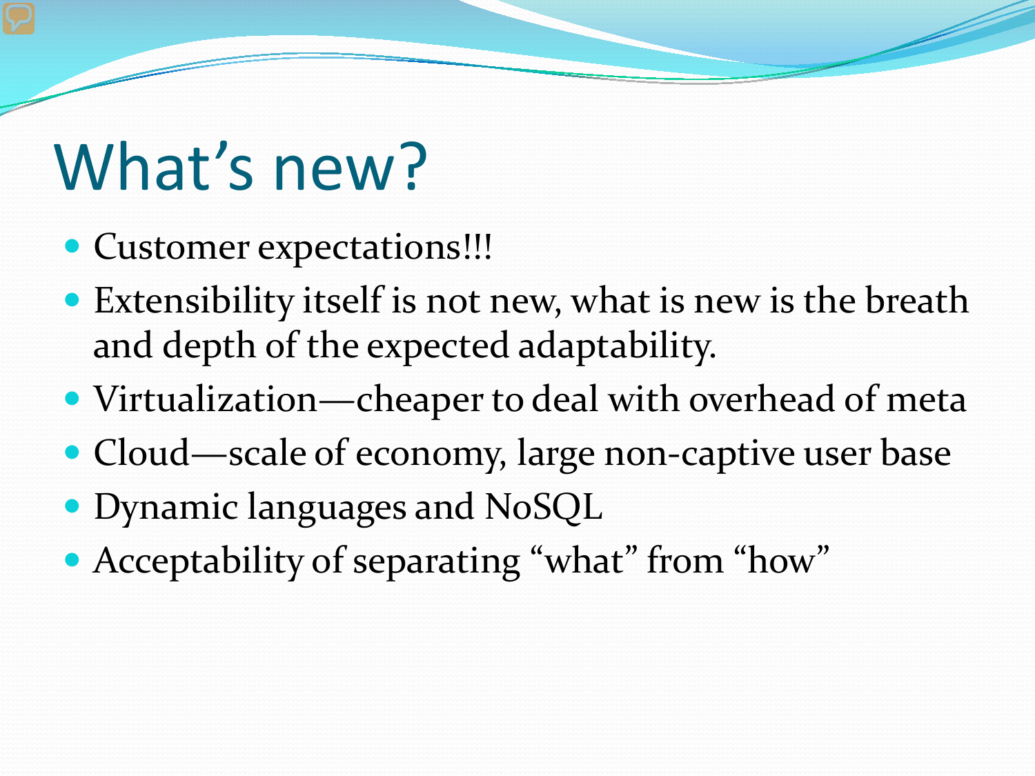# What's new?

- Customer expectations!!!
- Extensibility itself is not new, what is new is the breath and depth of the expected adaptability.
- Virtualization—cheaper to deal with overhead of meta
- Cloud—scale of economy, large non-captive user base
- Dynamic languages and NoSQL
- Acceptability of separating "what" from "how"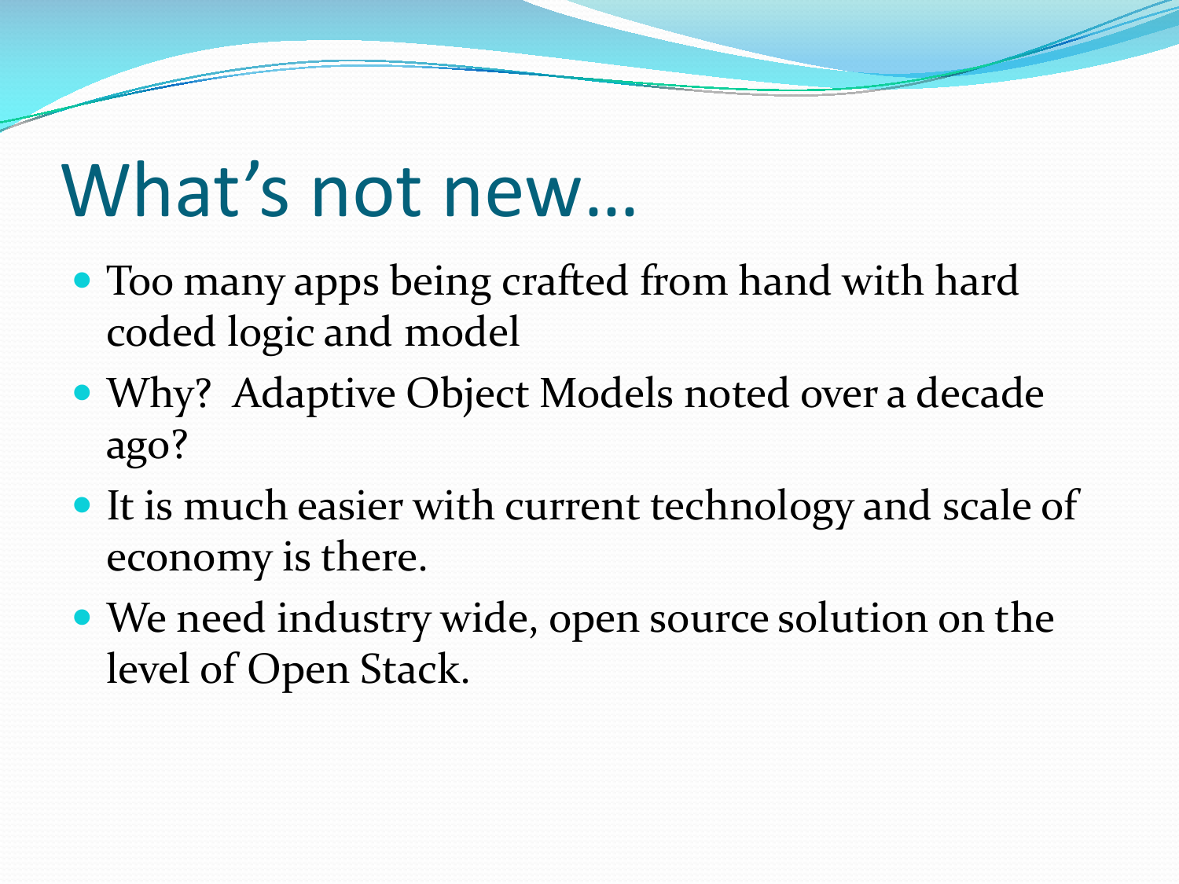# What's not new…

- Too many apps being crafted from hand with hard coded logic and model
- Why? Adaptive Object Models noted over a decade ago?
- It is much easier with current technology and scale of economy is there.
- We need industry wide, open source solution on the level of Open Stack.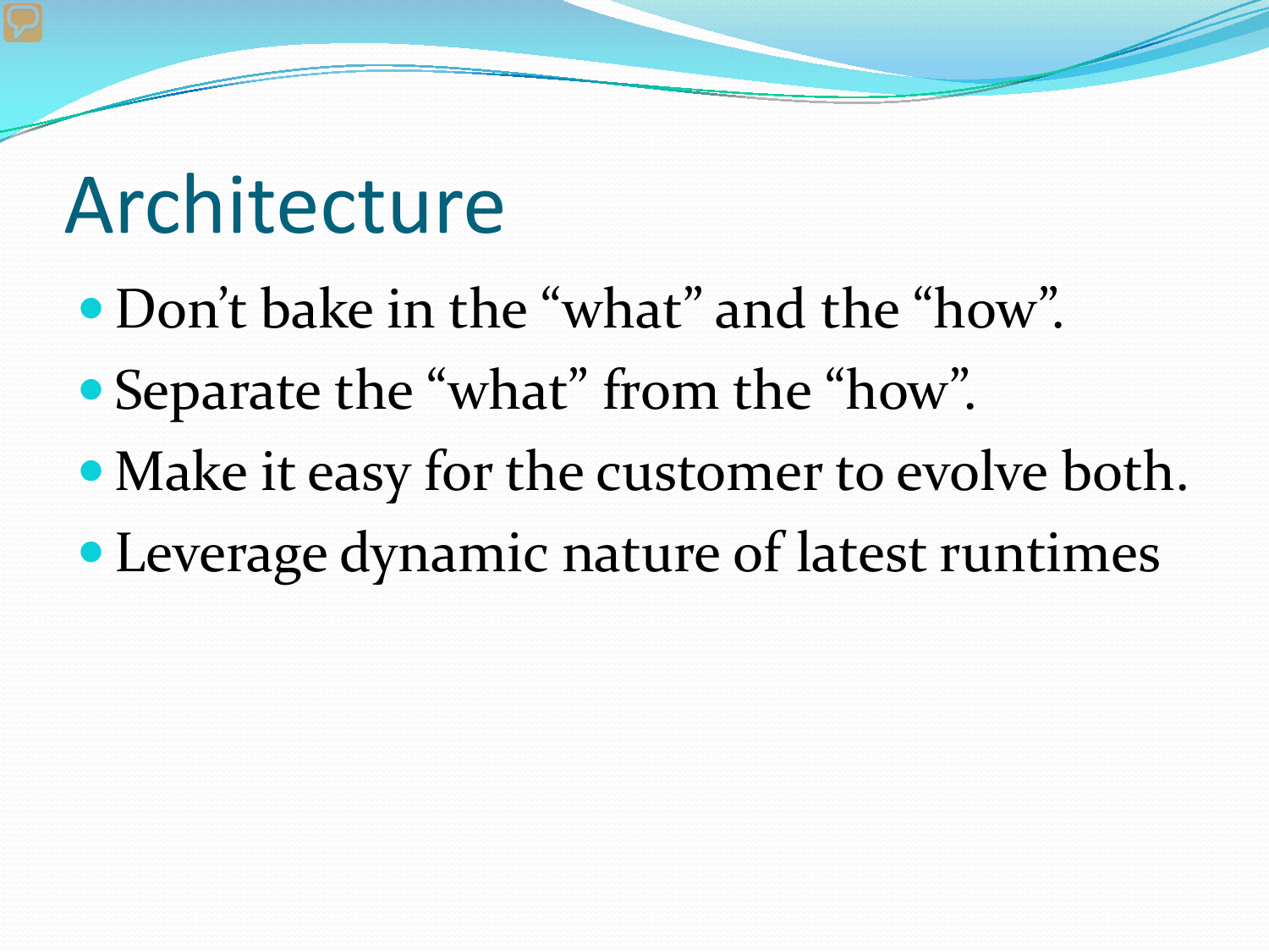# Architecture

- Don't bake in the "what" and the "how".
- Separate the "what" from the "how".
- Make it easy for the customer to evolve both.
- Leverage dynamic nature of latest runtimes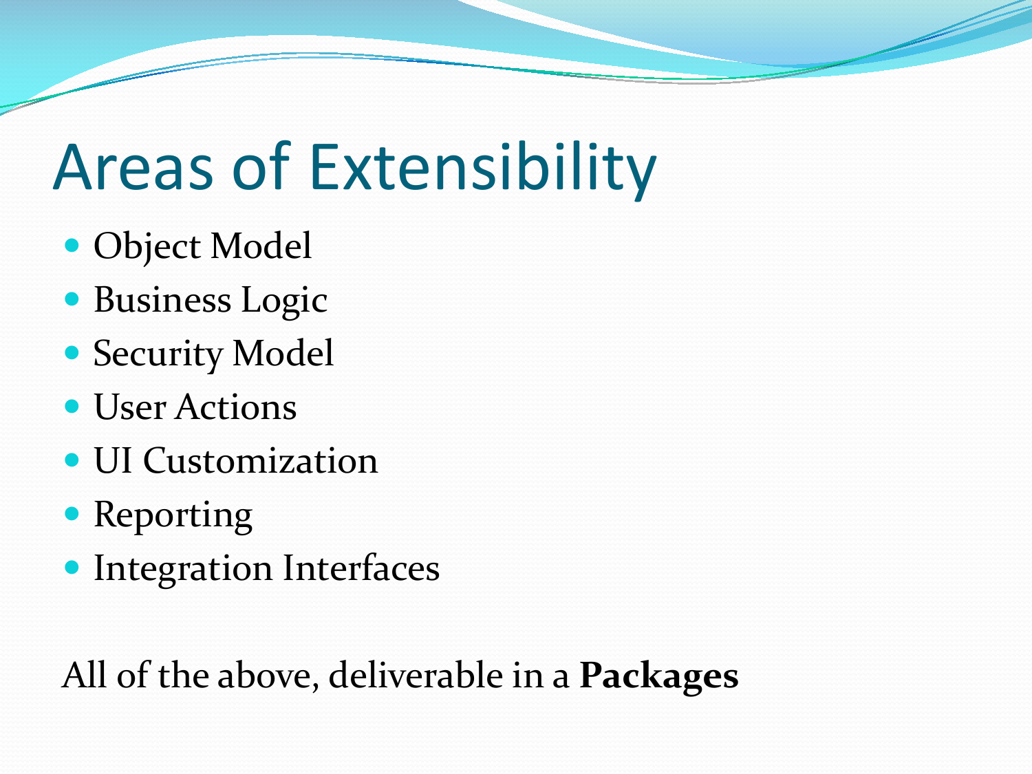# Areas of Extensibility

- Object Model
- Business Logic
- Security Model
- User Actions
- UI Customization
- Reporting
- Integration Interfaces

All of the above, deliverable in a **Packages**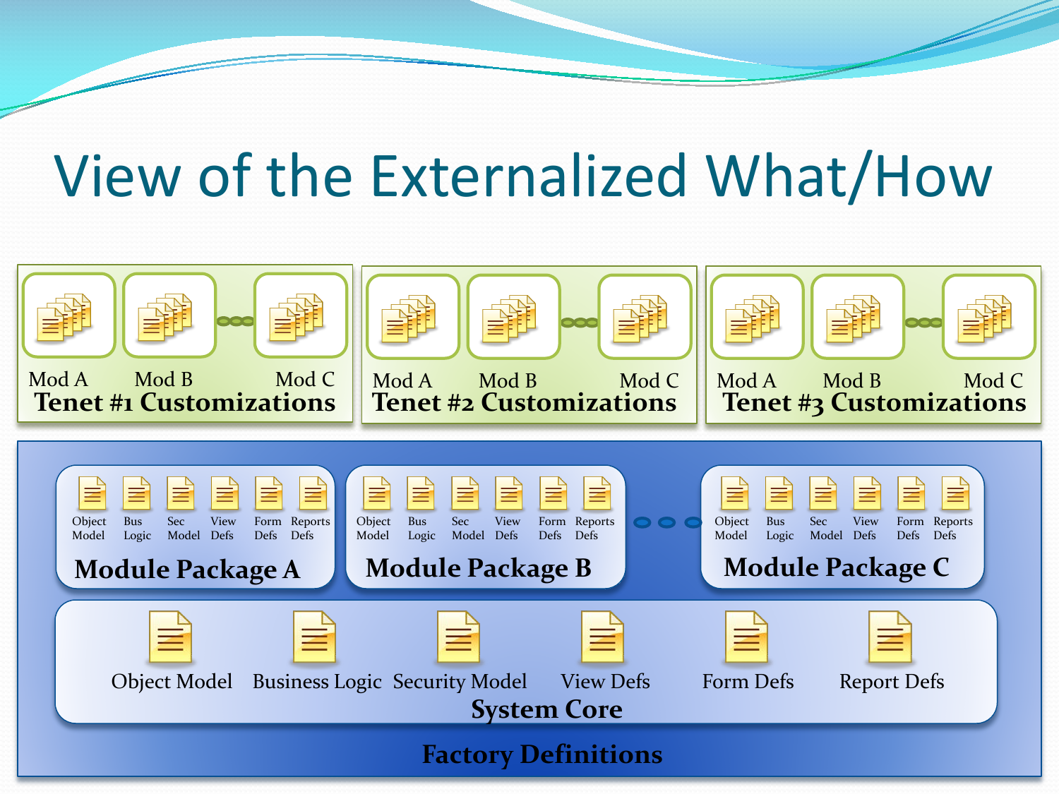# View of the Externalized What/How

Mod A Mod B Mod C
**Tenet #1 Customizations**

Mod A Mod B Mod C
**Tenet #2 Customizations**

Mod A Mod B Mod C
**Tenet #3 Customizations**

Object Model | Bus Logic | Sec Model | View Defs | Form Defs | Reports Defs
**Module Package A**

Object Model | Bus Logic | Sec Model | View Defs | Form Defs | Reports Defs
**Module Package B**

Object Model | Bus Logic | Sec Model | View Defs | Form Defs | Reports Defs
**Module Package C**

Object Model | Business Logic | Security Model | View Defs | Form Defs | Report Defs
**System Core**

**Factory Definitions**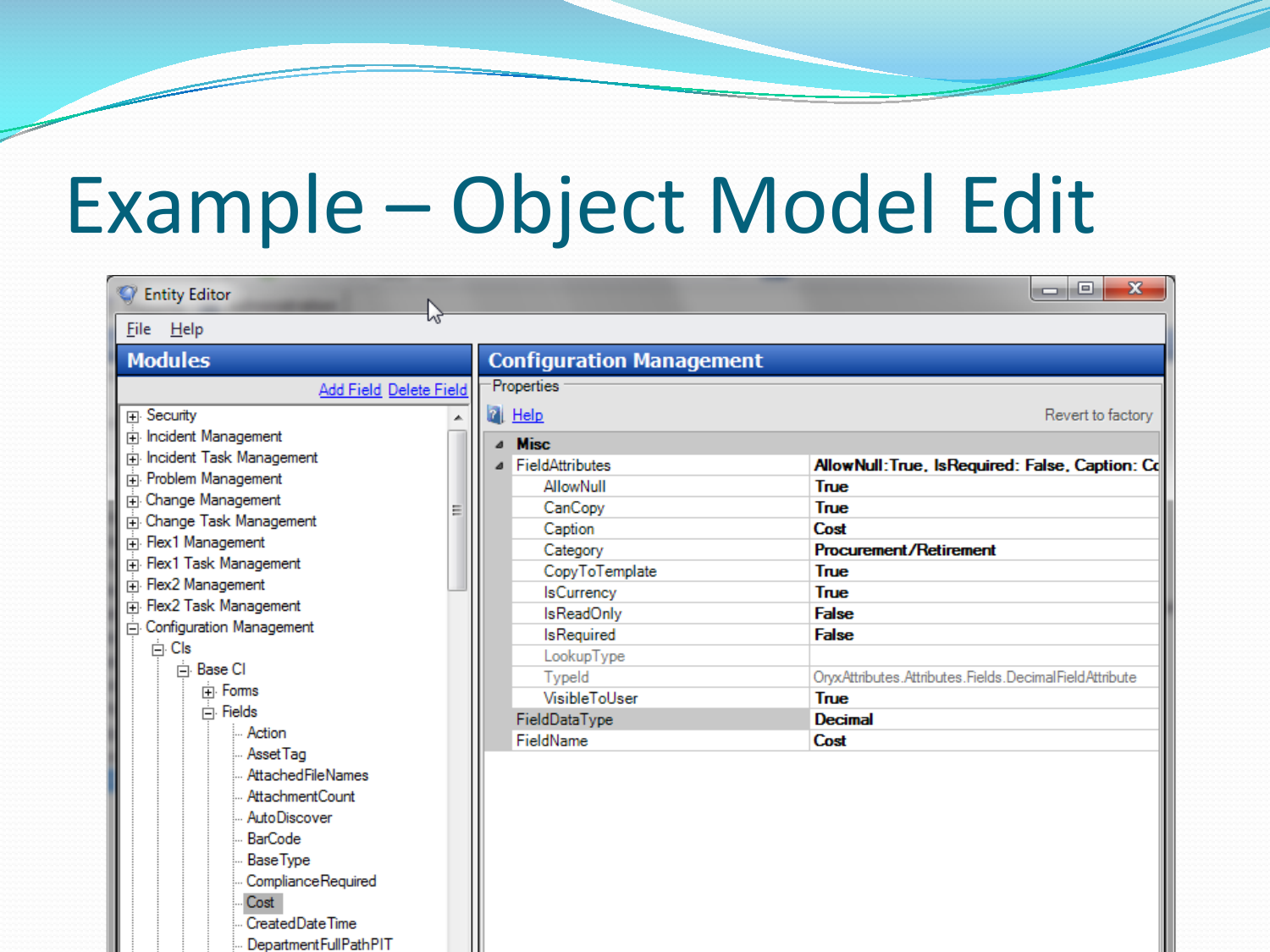# Example – Object Model Edit

Entity Editor

File Help

**Modules**

Add Field Delete Field

- Security
- Incident Management
- Incident Task Management
- Problem Management
- Change Management
- Change Task Management
- Flex1 Management
- Flex1 Task Management
- Flex2 Management
- Flex2 Task Management
- Configuration Management
  - CIs
    - Base CI
      - Forms
      - Fields
        - Action
        - AssetTag
        - AttachedFileNames
        - AttachmentCount
        - AutoDiscover
        - BarCode
        - BaseType
        - ComplianceRequired
        - Cost
        - CreatedDateTime
        - DepartmentFullPathPIT

**Configuration Management**

Properties

Help

Revert to factory

| Misc | |
|---|---|
| FieldAttributes | AllowNull:True, IsRequired: False, Caption: Co |
| AllowNull | True |
| CanCopy | True |
| Caption | Cost |
| Category | Procurement/Retirement |
| CopyToTemplate | True |
| IsCurrency | True |
| IsReadOnly | False |
| IsRequired | False |
| LookupType | |
| TypeId | OryxAttributes.Attributes.Fields.DecimalFieldAttribute |
| VisibleToUser | True |
| FieldDataType | Decimal |
| FieldName | Cost |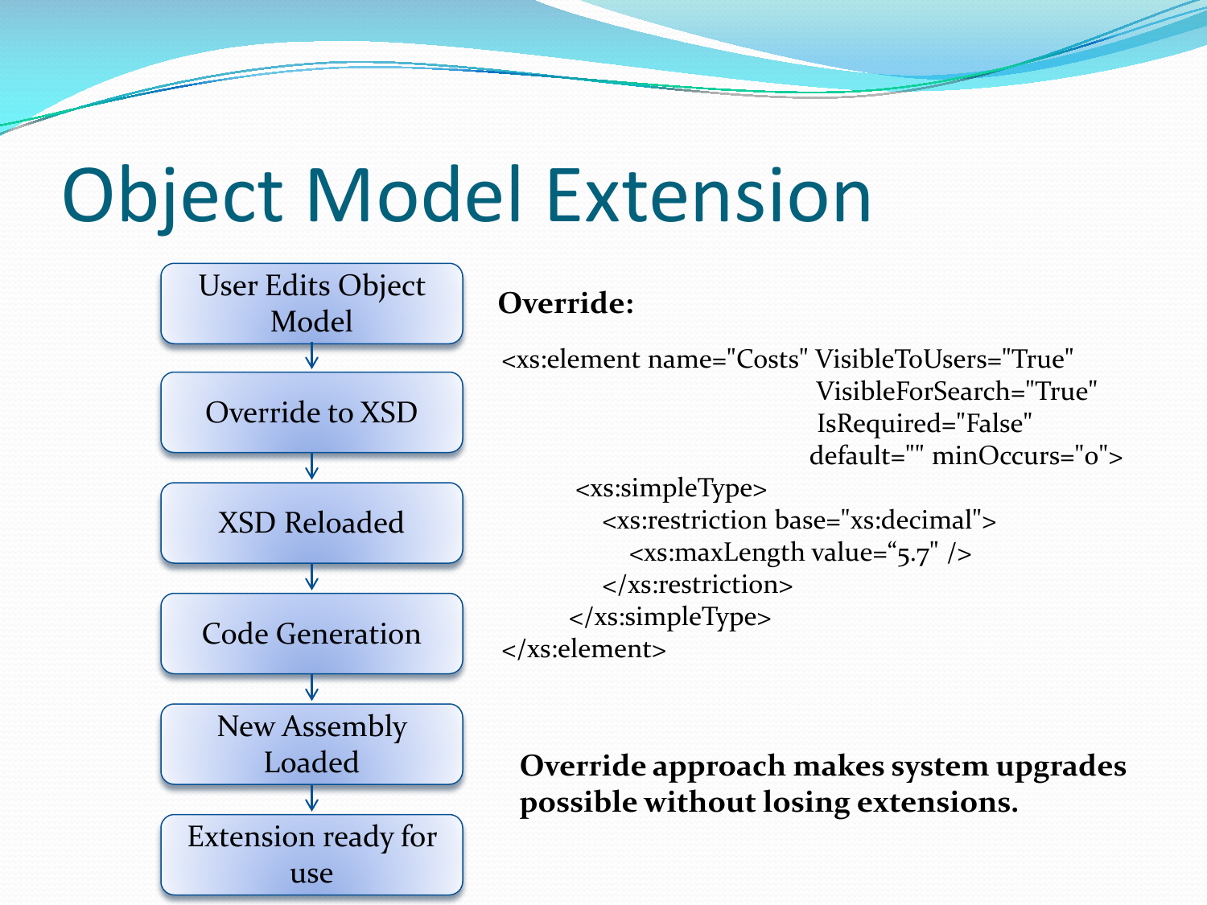# Object Model Extension

- User Edits Object Model
- Override to XSD
- XSD Reloaded
- Code Generation
- New Assembly Loaded
- Extension ready for use

**Override:**

```
<xs:element name="Costs" VisibleToUsers="True"
                          VisibleForSearch="True"
                          IsRequired="False"
                          default="" minOccurs="0">
      <xs:simpleType>
         <xs:restriction base="xs:decimal">
            <xs:maxLength value="5.7" />
         </xs:restriction>
      </xs:simpleType>
</xs:element>
```

**Override approach makes system upgrades possible without losing extensions.**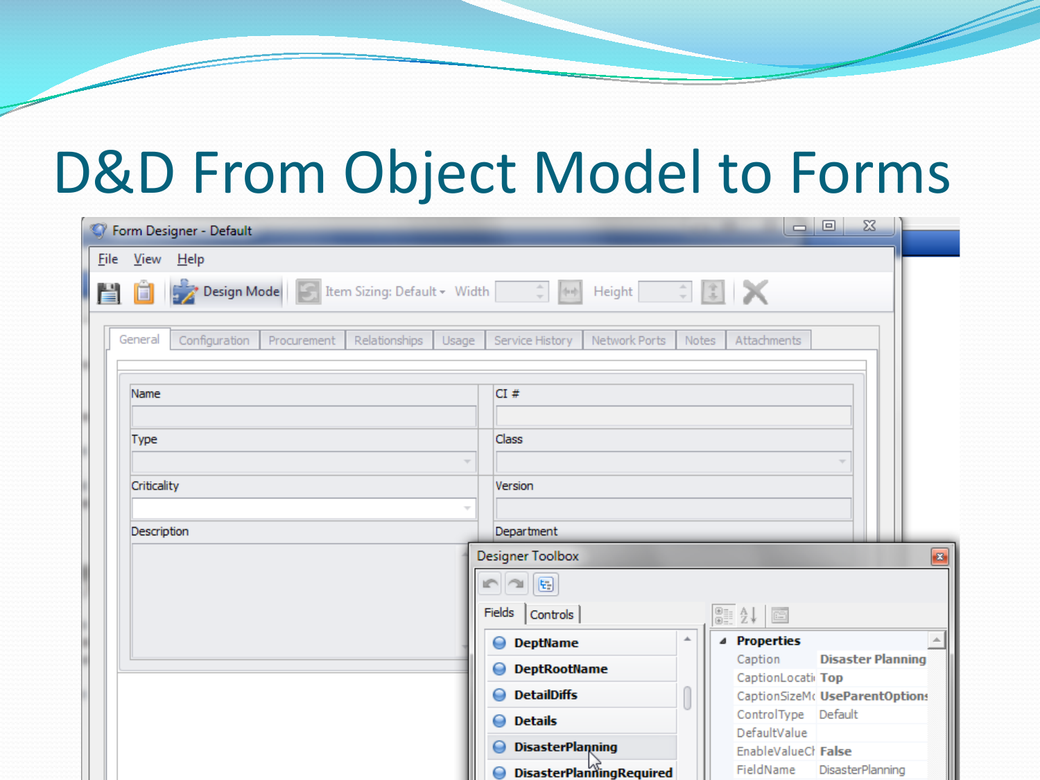# D&D From Object Model to Forms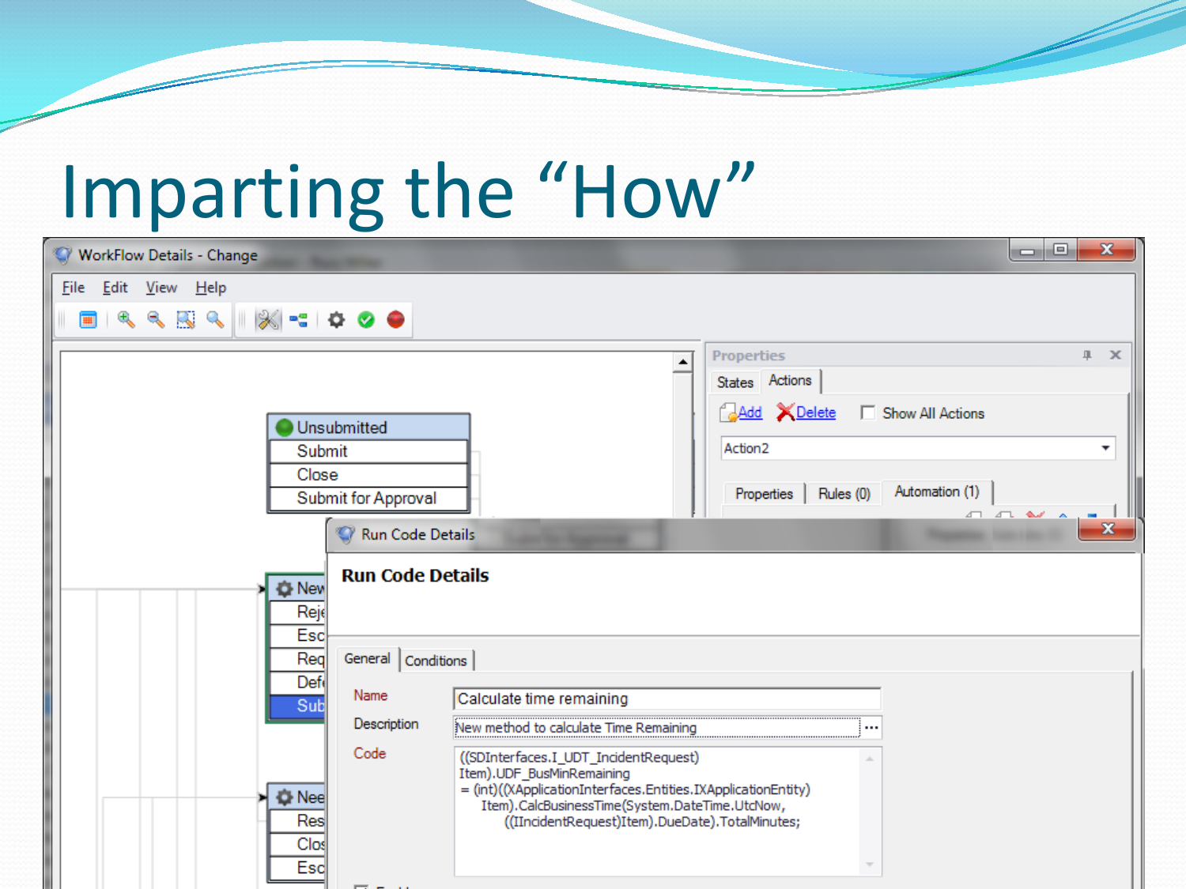# Imparting the "How"

WorkFlow Details - Change

File Edit View Help

Unsubmitted
- Submit
- Close
- Submit for Approval

Properties

States | Actions

Add | Delete | Show All Actions

Action2

Properties | Rules (0) | Automation (1)

Run Code Details

**Run Code Details**

General | Conditions

Name: Calculate time remaining

Description: New method to calculate Time Remaining

Code:

```
((SDInterfaces.I_UDT_IncidentRequest)
Item).UDF_BusMinRemaining
= (int)((XApplicationInterfaces.Entities.IXApplicationEntity)
    Item).CalcBusinessTime(System.DateTime.UtcNow,
        ((IIncidentRequest)Item).DueDate).TotalMinutes;
```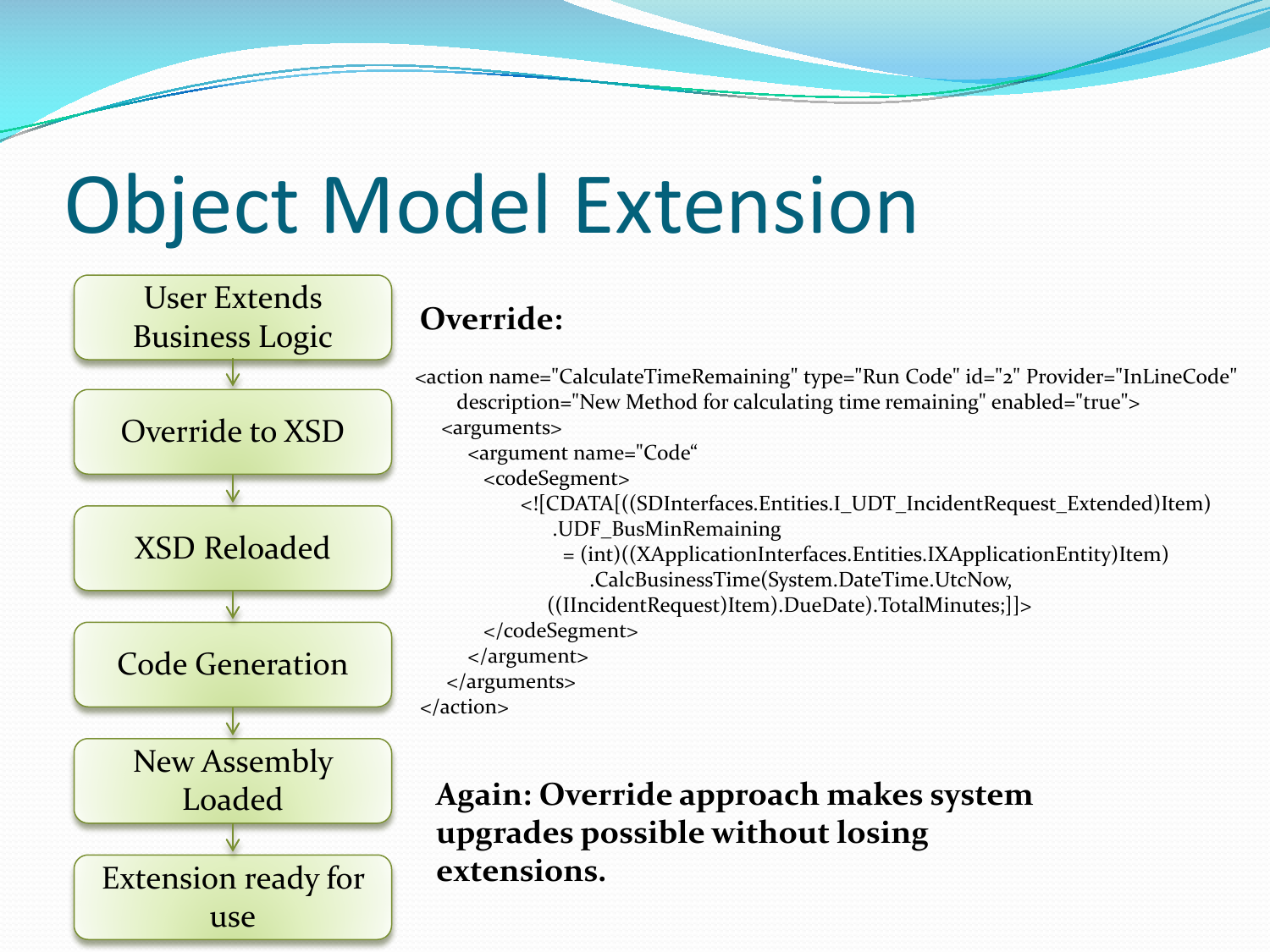# Object Model Extension

- User Extends Business Logic
- Override to XSD
- XSD Reloaded
- Code Generation
- New Assembly Loaded
- Extension ready for use

**Override:**

```
<action name="CalculateTimeRemaining" type="Run Code" id="2" Provider="InLineCode"
    description="New Method for calculating time remaining" enabled="true">
  <arguments>
    <argument name="Code“
      <codeSegment>
        <![CDATA[((SDInterfaces.Entities.I_UDT_IncidentRequest_Extended)Item)
            .UDF_BusMinRemaining
              = (int)((XApplicationInterfaces.Entities.IXApplicationEntity)Item)
                  .CalcBusinessTime(System.DateTime.UtcNow,
            ((IIncidentRequest)Item).DueDate).TotalMinutes;]]>
      </codeSegment>
    </argument>
  </arguments>
</action>
```

**Again: Override approach makes system upgrades possible without losing extensions.**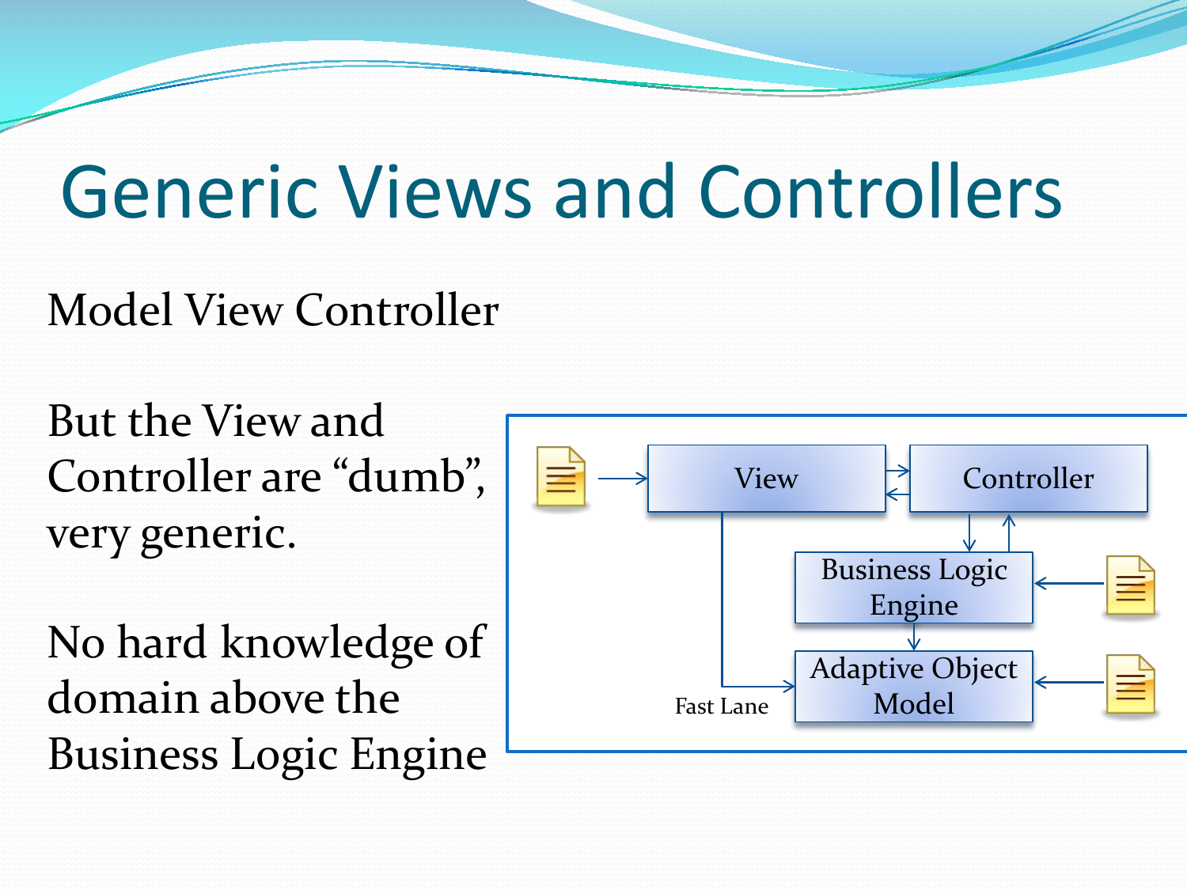# Generic Views and Controllers

Model View Controller

But the View and Controller are “dumb”, very generic.

No hard knowledge of domain above the Business Logic Engine

View

Controller

Business Logic Engine

Adaptive Object Model

Fast Lane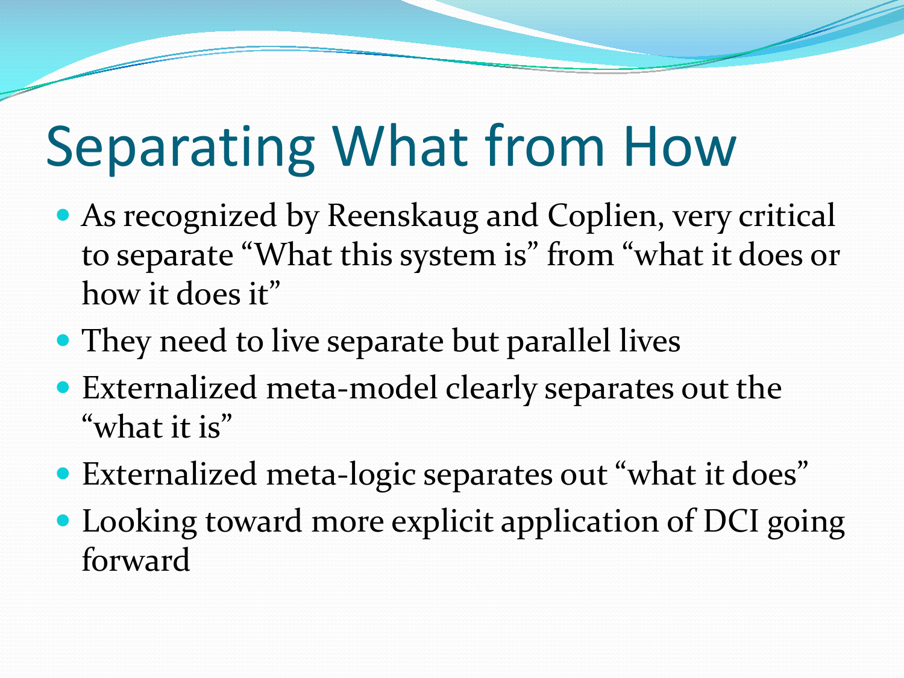# Separating What from How

- As recognized by Reenskaug and Coplien, very critical to separate "What this system is" from "what it does or how it does it"
- They need to live separate but parallel lives
- Externalized meta-model clearly separates out the "what it is"
- Externalized meta-logic separates out "what it does"
- Looking toward more explicit application of DCI going forward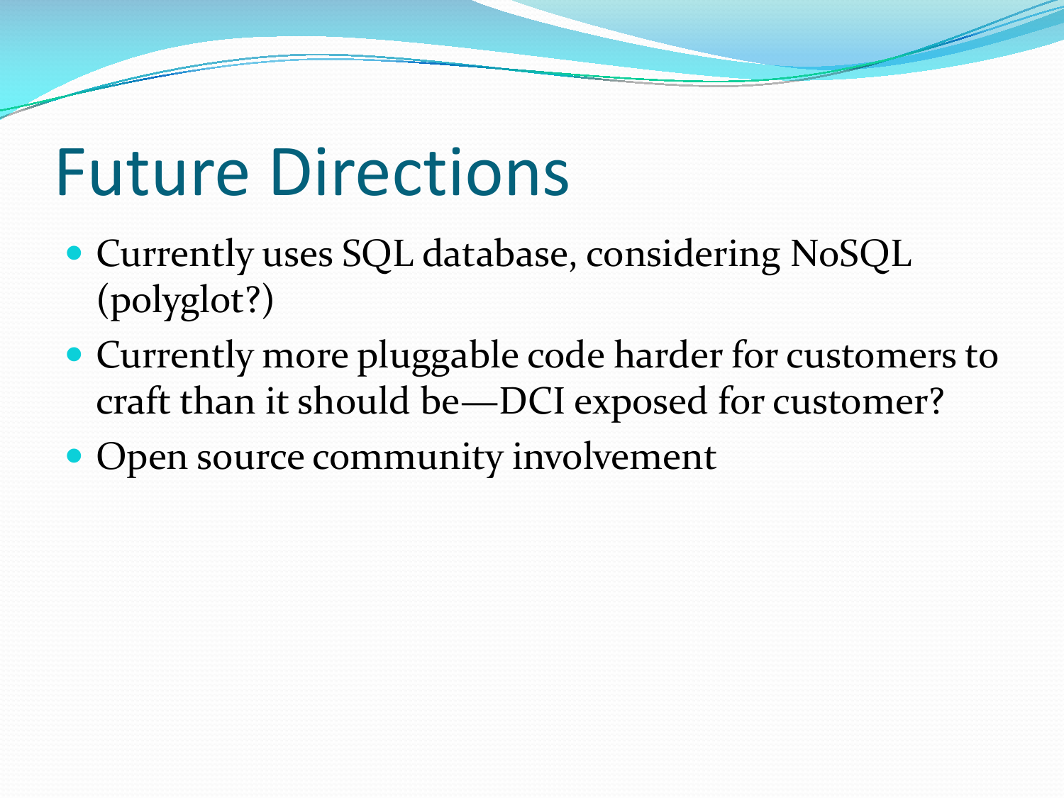# Future Directions

- Currently uses SQL database, considering NoSQL (polyglot?)
- Currently more pluggable code harder for customers to craft than it should be—DCI exposed for customer?
- Open source community involvement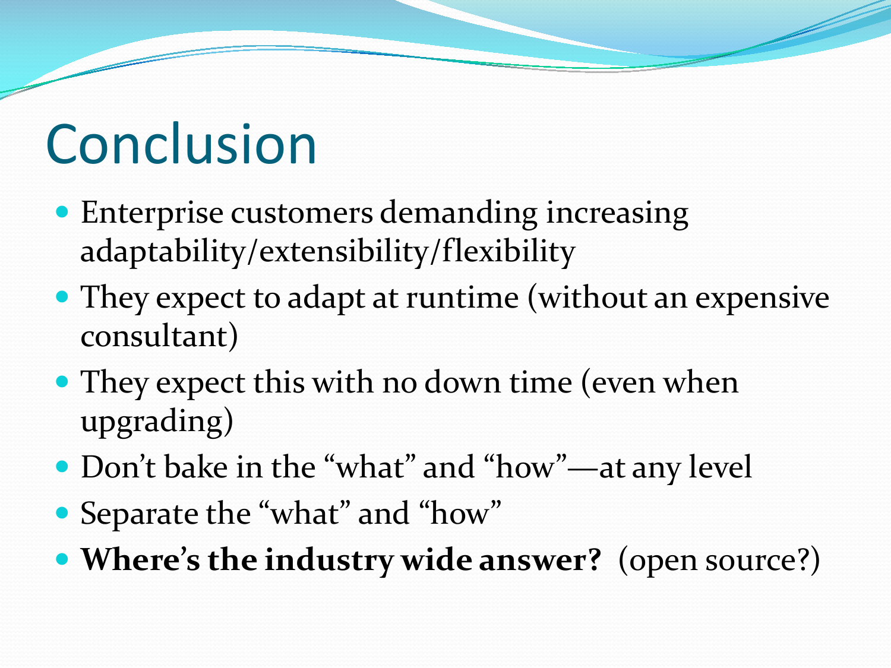# Conclusion

- Enterprise customers demanding increasing adaptability/extensibility/flexibility
- They expect to adapt at runtime (without an expensive consultant)
- They expect this with no down time (even when upgrading)
- Don't bake in the "what" and "how"—at any level
- Separate the "what" and "how"
- **Where's the industry wide answer?** (open source?)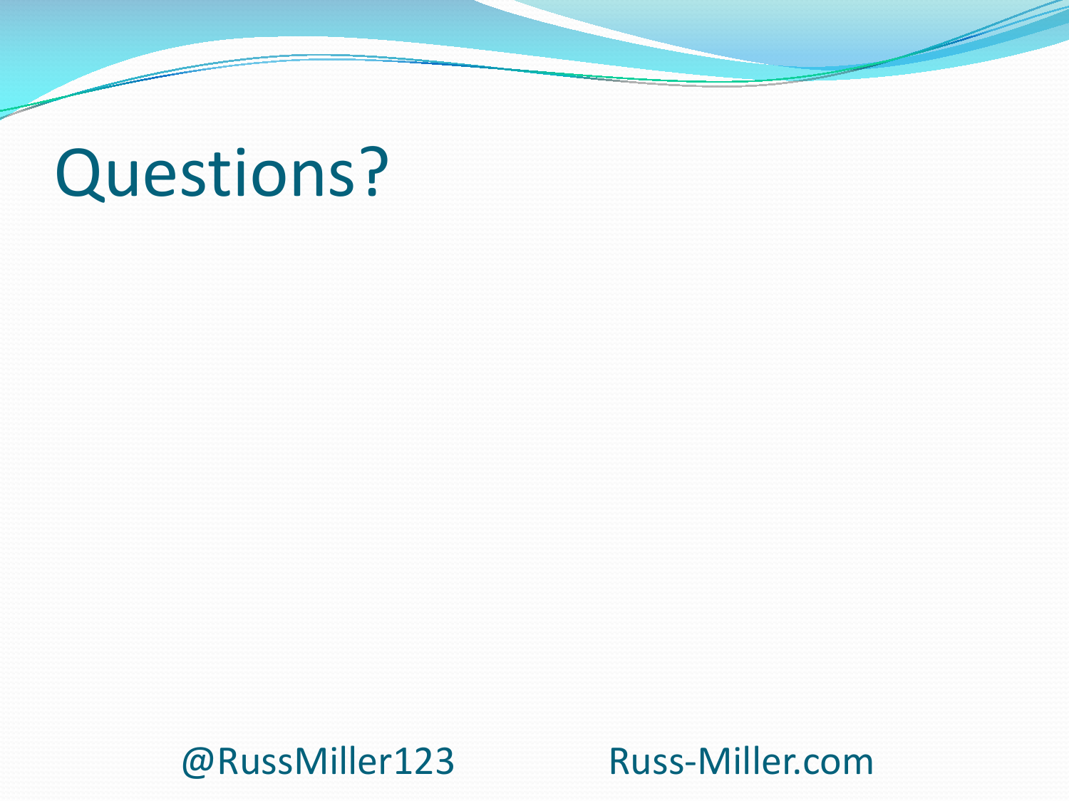# Questions?

@RussMiller123 Russ-Miller.com